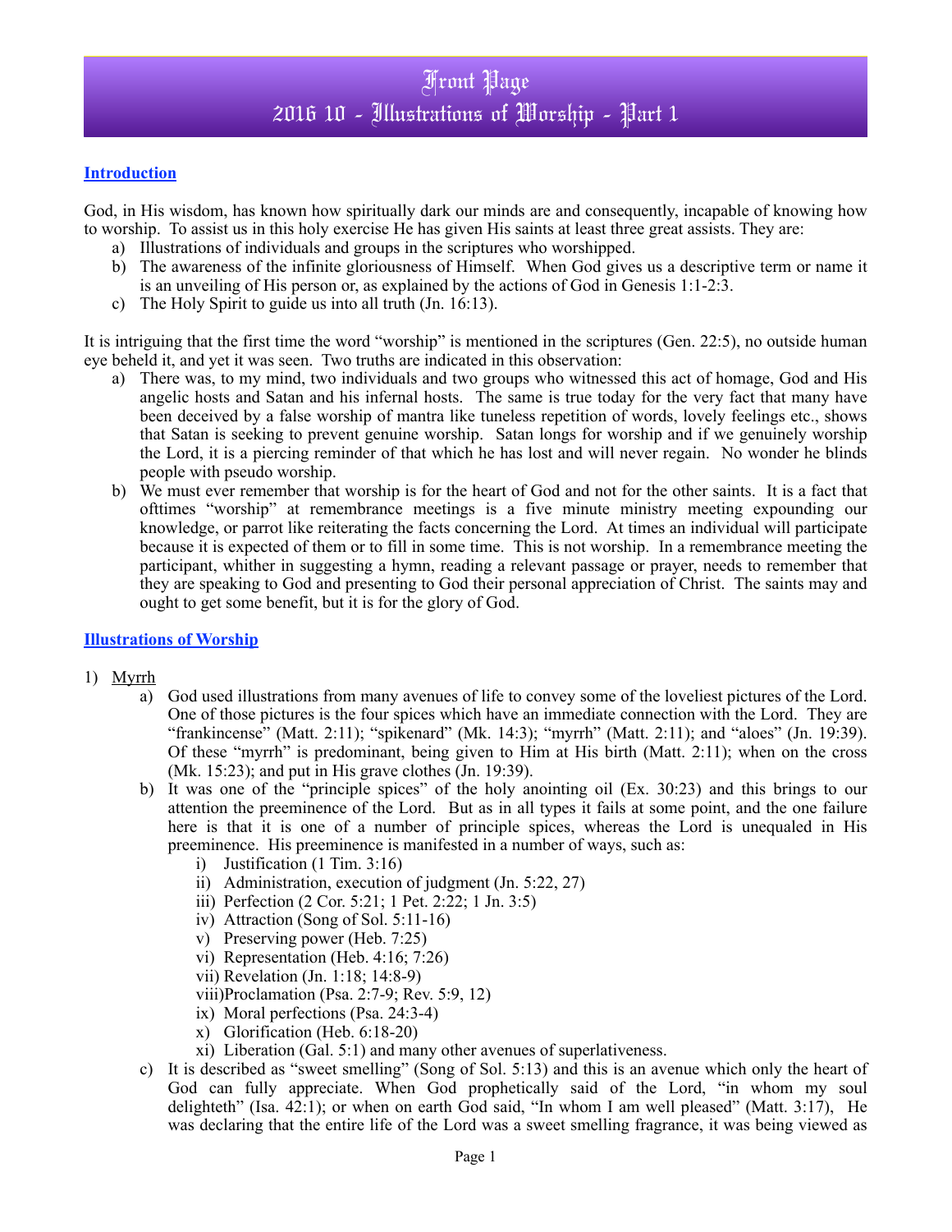# Front Page
# 2016 10 - Illustrations of Worship - Part 1

## Introduction

God, in His wisdom, has known how spiritually dark our minds are and consequently, incapable of knowing how to worship. To assist us in this holy exercise He has given His saints at least three great assists. They are:

a) Illustrations of individuals and groups in the scriptures who worshipped.
b) The awareness of the infinite gloriousness of Himself. When God gives us a descriptive term or name it is an unveiling of His person or, as explained by the actions of God in Genesis 1:1-2:3.
c) The Holy Spirit to guide us into all truth (Jn. 16:13).

It is intriguing that the first time the word "worship" is mentioned in the scriptures (Gen. 22:5), no outside human eye beheld it, and yet it was seen. Two truths are indicated in this observation:

a) There was, to my mind, two individuals and two groups who witnessed this act of homage, God and His angelic hosts and Satan and his infernal hosts. The same is true today for the very fact that many have been deceived by a false worship of mantra like tuneless repetition of words, lovely feelings etc., shows that Satan is seeking to prevent genuine worship. Satan longs for worship and if we genuinely worship the Lord, it is a piercing reminder of that which he has lost and will never regain. No wonder he blinds people with pseudo worship.
b) We must ever remember that worship is for the heart of God and not for the other saints. It is a fact that ofttimes "worship" at remembrance meetings is a five minute ministry meeting expounding our knowledge, or parrot like reiterating the facts concerning the Lord. At times an individual will participate because it is expected of them or to fill in some time. This is not worship. In a remembrance meeting the participant, whither in suggesting a hymn, reading a relevant passage or prayer, needs to remember that they are speaking to God and presenting to God their personal appreciation of Christ. The saints may and ought to get some benefit, but it is for the glory of God.

## Illustrations of Worship

1) Myrrh
   a) God used illustrations from many avenues of life to convey some of the loveliest pictures of the Lord. One of those pictures is the four spices which have an immediate connection with the Lord. They are "frankincense" (Matt. 2:11); "spikenard" (Mk. 14:3); "myrrh" (Matt. 2:11); and "aloes" (Jn. 19:39). Of these "myrrh" is predominant, being given to Him at His birth (Matt. 2:11); when on the cross (Mk. 15:23); and put in His grave clothes (Jn. 19:39).
   b) It was one of the "principle spices" of the holy anointing oil (Ex. 30:23) and this brings to our attention the preeminence of the Lord. But as in all types it fails at some point, and the one failure here is that it is one of a number of principle spices, whereas the Lord is unequaled in His preeminence. His preeminence is manifested in a number of ways, such as:
      i) Justification (1 Tim. 3:16)
      ii) Administration, execution of judgment (Jn. 5:22, 27)
      iii) Perfection (2 Cor. 5:21; 1 Pet. 2:22; 1 Jn. 3:5)
      iv) Attraction (Song of Sol. 5:11-16)
      v) Preserving power (Heb. 7:25)
      vi) Representation (Heb. 4:16; 7:26)
      vii) Revelation (Jn. 1:18; 14:8-9)
      viii) Proclamation (Psa. 2:7-9; Rev. 5:9, 12)
      ix) Moral perfections (Psa. 24:3-4)
      x) Glorification (Heb. 6:18-20)
      xi) Liberation (Gal. 5:1) and many other avenues of superlativeness.
   c) It is described as "sweet smelling" (Song of Sol. 5:13) and this is an avenue which only the heart of God can fully appreciate. When God prophetically said of the Lord, "in whom my soul delighteth" (Isa. 42:1); or when on earth God said, "In whom I am well pleased" (Matt. 3:17), He was declaring that the entire life of the Lord was a sweet smelling fragrance, it was being viewed as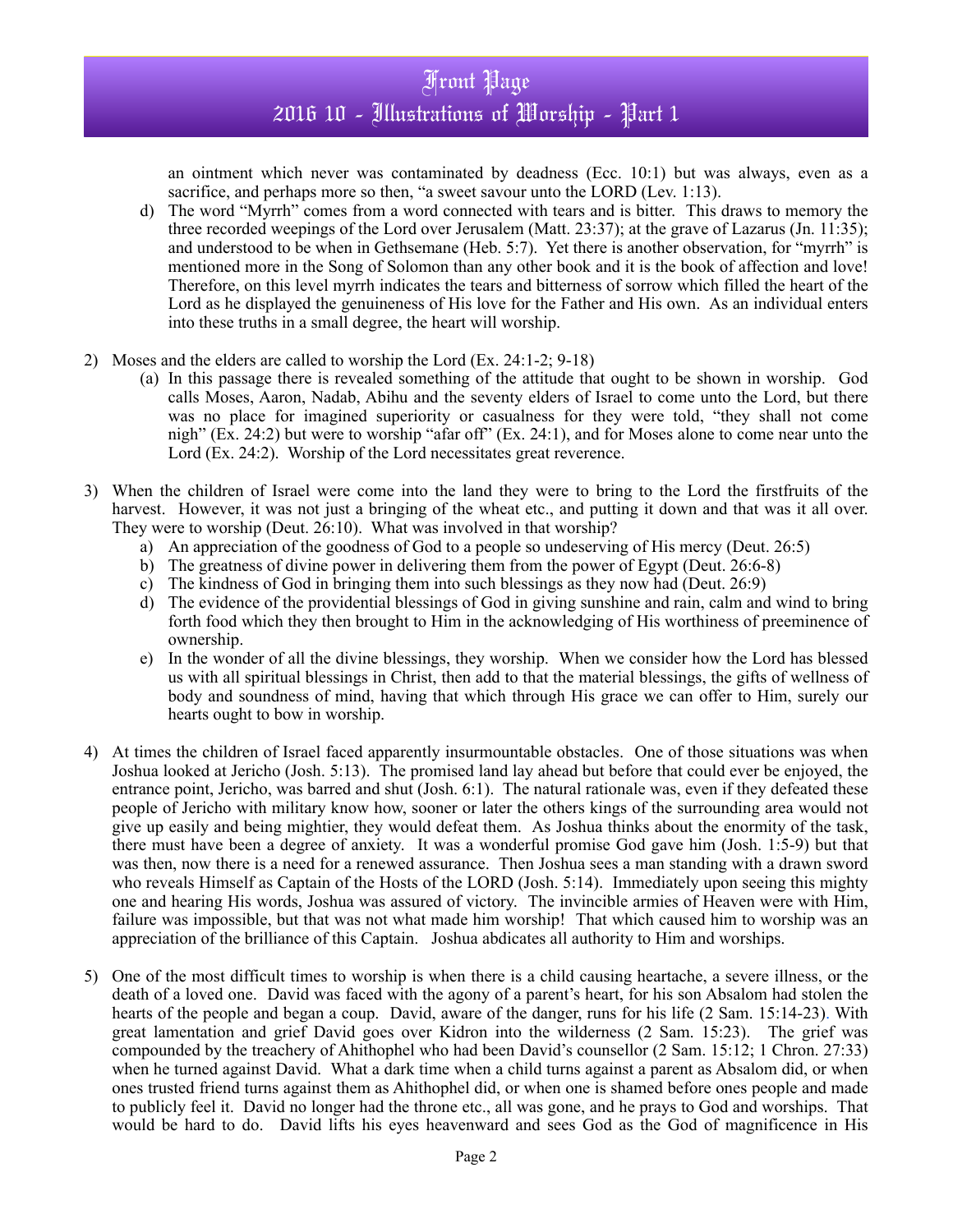an ointment which never was contaminated by deadness (Ecc. 10:1) but was always, even as a sacrifice, and perhaps more so then, "a sweet savour unto the LORD (Lev. 1:13).

d) The word "Myrrh" comes from a word connected with tears and is bitter. This draws to memory the three recorded weepings of the Lord over Jerusalem (Matt. 23:37); at the grave of Lazarus (Jn. 11:35); and understood to be when in Gethsemane (Heb. 5:7). Yet there is another observation, for "myrrh" is mentioned more in the Song of Solomon than any other book and it is the book of affection and love! Therefore, on this level myrrh indicates the tears and bitterness of sorrow which filled the heart of the Lord as he displayed the genuineness of His love for the Father and His own. As an individual enters into these truths in a small degree, the heart will worship.

2) Moses and the elders are called to worship the Lord (Ex. 24:1-2; 9-18)
   (a) In this passage there is revealed something of the attitude that ought to be shown in worship. God calls Moses, Aaron, Nadab, Abihu and the seventy elders of Israel to come unto the Lord, but there was no place for imagined superiority or casualness for they were told, "they shall not come nigh" (Ex. 24:2) but were to worship "afar off" (Ex. 24:1), and for Moses alone to come near unto the Lord (Ex. 24:2). Worship of the Lord necessitates great reverence.

3) When the children of Israel were come into the land they were to bring to the Lord the firstfruits of the harvest. However, it was not just a bringing of the wheat etc., and putting it down and that was it all over. They were to worship (Deut. 26:10). What was involved in that worship?
   a) An appreciation of the goodness of God to a people so undeserving of His mercy (Deut. 26:5)
   b) The greatness of divine power in delivering them from the power of Egypt (Deut. 26:6-8)
   c) The kindness of God in bringing them into such blessings as they now had (Deut. 26:9)
   d) The evidence of the providential blessings of God in giving sunshine and rain, calm and wind to bring forth food which they then brought to Him in the acknowledging of His worthiness of preeminence of ownership.
   e) In the wonder of all the divine blessings, they worship. When we consider how the Lord has blessed us with all spiritual blessings in Christ, then add to that the material blessings, the gifts of wellness of body and soundness of mind, having that which through His grace we can offer to Him, surely our hearts ought to bow in worship.

4) At times the children of Israel faced apparently insurmountable obstacles. One of those situations was when Joshua looked at Jericho (Josh. 5:13). The promised land lay ahead but before that could ever be enjoyed, the entrance point, Jericho, was barred and shut (Josh. 6:1). The natural rationale was, even if they defeated these people of Jericho with military know how, sooner or later the others kings of the surrounding area would not give up easily and being mightier, they would defeat them. As Joshua thinks about the enormity of the task, there must have been a degree of anxiety. It was a wonderful promise God gave him (Josh. 1:5-9) but that was then, now there is a need for a renewed assurance. Then Joshua sees a man standing with a drawn sword who reveals Himself as Captain of the Hosts of the LORD (Josh. 5:14). Immediately upon seeing this mighty one and hearing His words, Joshua was assured of victory. The invincible armies of Heaven were with Him, failure was impossible, but that was not what made him worship! That which caused him to worship was an appreciation of the brilliance of this Captain. Joshua abdicates all authority to Him and worships.

5) One of the most difficult times to worship is when there is a child causing heartache, a severe illness, or the death of a loved one. David was faced with the agony of a parent's heart, for his son Absalom had stolen the hearts of the people and began a coup. David, aware of the danger, runs for his life (2 Sam. 15:14-23). With great lamentation and grief David goes over Kidron into the wilderness (2 Sam. 15:23). The grief was compounded by the treachery of Ahithophel who had been David's counsellor (2 Sam. 15:12; 1 Chron. 27:33) when he turned against David. What a dark time when a child turns against a parent as Absalom did, or when ones trusted friend turns against them as Ahithophel did, or when one is shamed before ones people and made to publicly feel it. David no longer had the throne etc., all was gone, and he prays to God and worships. That would be hard to do. David lifts his eyes heavenward and sees God as the God of magnificence in His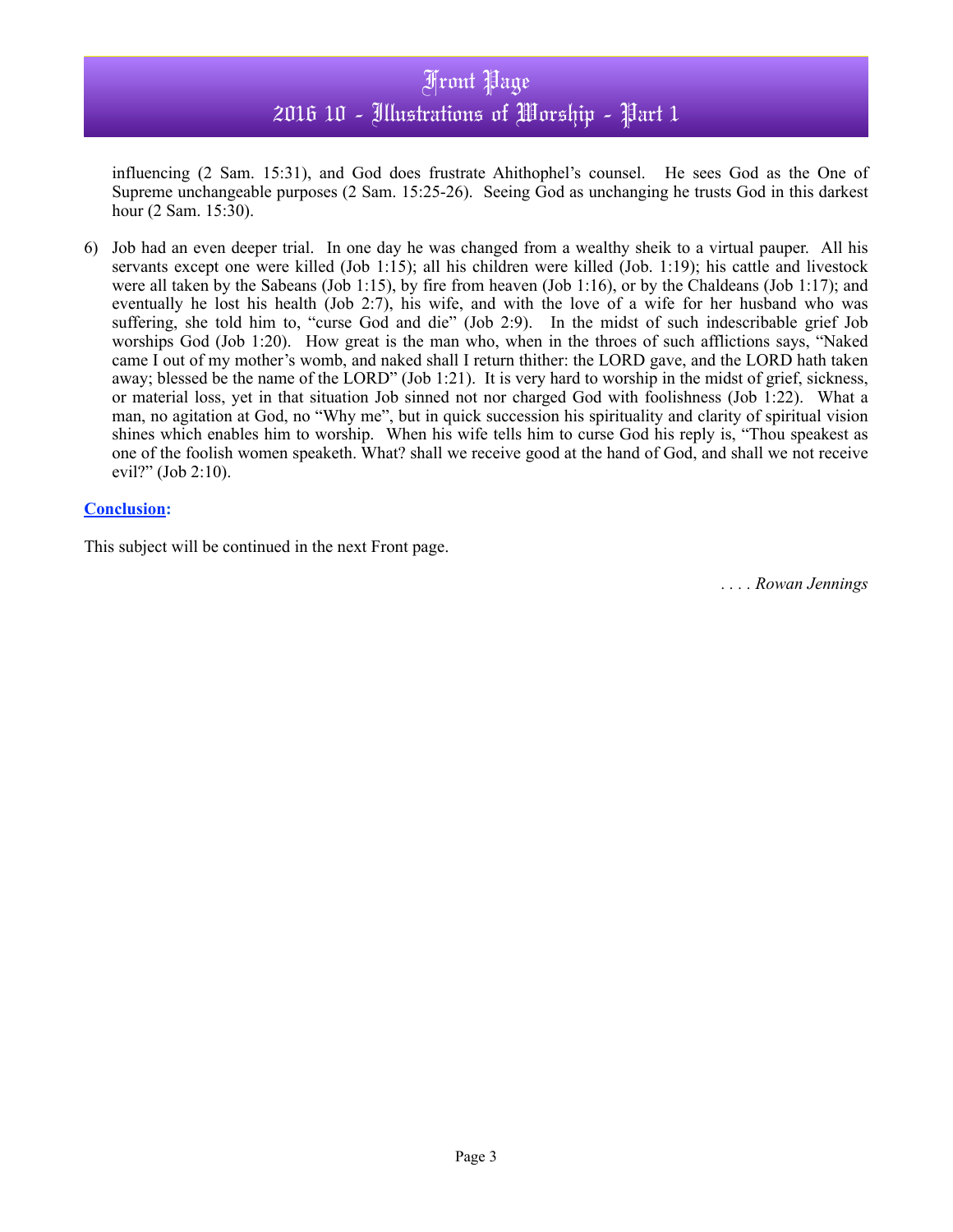influencing (2 Sam. 15:31), and God does frustrate Ahithophel's counsel. He sees God as the One of Supreme unchangeable purposes (2 Sam. 15:25-26). Seeing God as unchanging he trusts God in this darkest hour (2 Sam. 15:30).

6) Job had an even deeper trial. In one day he was changed from a wealthy sheik to a virtual pauper. All his servants except one were killed (Job 1:15); all his children were killed (Job. 1:19); his cattle and livestock were all taken by the Sabeans (Job 1:15), by fire from heaven (Job 1:16), or by the Chaldeans (Job 1:17); and eventually he lost his health (Job 2:7), his wife, and with the love of a wife for her husband who was suffering, she told him to, "curse God and die" (Job 2:9). In the midst of such indescribable grief Job worships God (Job 1:20). How great is the man who, when in the throes of such afflictions says, "Naked came I out of my mother's womb, and naked shall I return thither: the LORD gave, and the LORD hath taken away; blessed be the name of the LORD" (Job 1:21). It is very hard to worship in the midst of grief, sickness, or material loss, yet in that situation Job sinned not nor charged God with foolishness (Job 1:22). What a man, no agitation at God, no "Why me", but in quick succession his spirituality and clarity of spiritual vision shines which enables him to worship. When his wife tells him to curse God his reply is, "Thou speakest as one of the foolish women speaketh. What? shall we receive good at the hand of God, and shall we not receive evil?" (Job 2:10).

**Conclusion:**

This subject will be continued in the next Front page.

. . . . *Rowan Jennings*